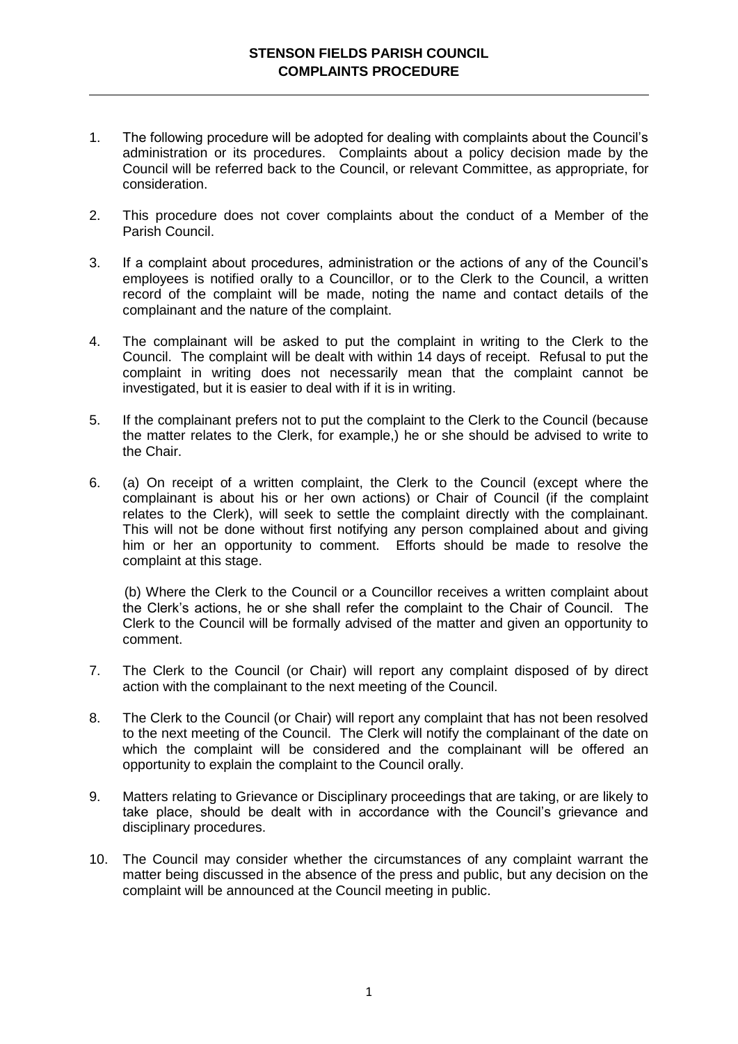# STENSON FIELDS PARISH COUNCIL
# COMPLAINTS PROCEDURE

1. The following procedure will be adopted for dealing with complaints about the Council's administration or its procedures. Complaints about a policy decision made by the Council will be referred back to the Council, or relevant Committee, as appropriate, for consideration.

2. This procedure does not cover complaints about the conduct of a Member of the Parish Council.

3. If a complaint about procedures, administration or the actions of any of the Council's employees is notified orally to a Councillor, or to the Clerk to the Council, a written record of the complaint will be made, noting the name and contact details of the complainant and the nature of the complaint.

4. The complainant will be asked to put the complaint in writing to the Clerk to the Council. The complaint will be dealt with within 14 days of receipt. Refusal to put the complaint in writing does not necessarily mean that the complaint cannot be investigated, but it is easier to deal with if it is in writing.

5. If the complainant prefers not to put the complaint to the Clerk to the Council (because the matter relates to the Clerk, for example,) he or she should be advised to write to the Chair.

6. (a) On receipt of a written complaint, the Clerk to the Council (except where the complainant is about his or her own actions) or Chair of Council (if the complaint relates to the Clerk), will seek to settle the complaint directly with the complainant. This will not be done without first notifying any person complained about and giving him or her an opportunity to comment. Efforts should be made to resolve the complaint at this stage.

   (b) Where the Clerk to the Council or a Councillor receives a written complaint about the Clerk's actions, he or she shall refer the complaint to the Chair of Council. The Clerk to the Council will be formally advised of the matter and given an opportunity to comment.

7. The Clerk to the Council (or Chair) will report any complaint disposed of by direct action with the complainant to the next meeting of the Council.

8. The Clerk to the Council (or Chair) will report any complaint that has not been resolved to the next meeting of the Council. The Clerk will notify the complainant of the date on which the complaint will be considered and the complainant will be offered an opportunity to explain the complaint to the Council orally.

9. Matters relating to Grievance or Disciplinary proceedings that are taking, or are likely to take place, should be dealt with in accordance with the Council's grievance and disciplinary procedures.

10. The Council may consider whether the circumstances of any complaint warrant the matter being discussed in the absence of the press and public, but any decision on the complaint will be announced at the Council meeting in public.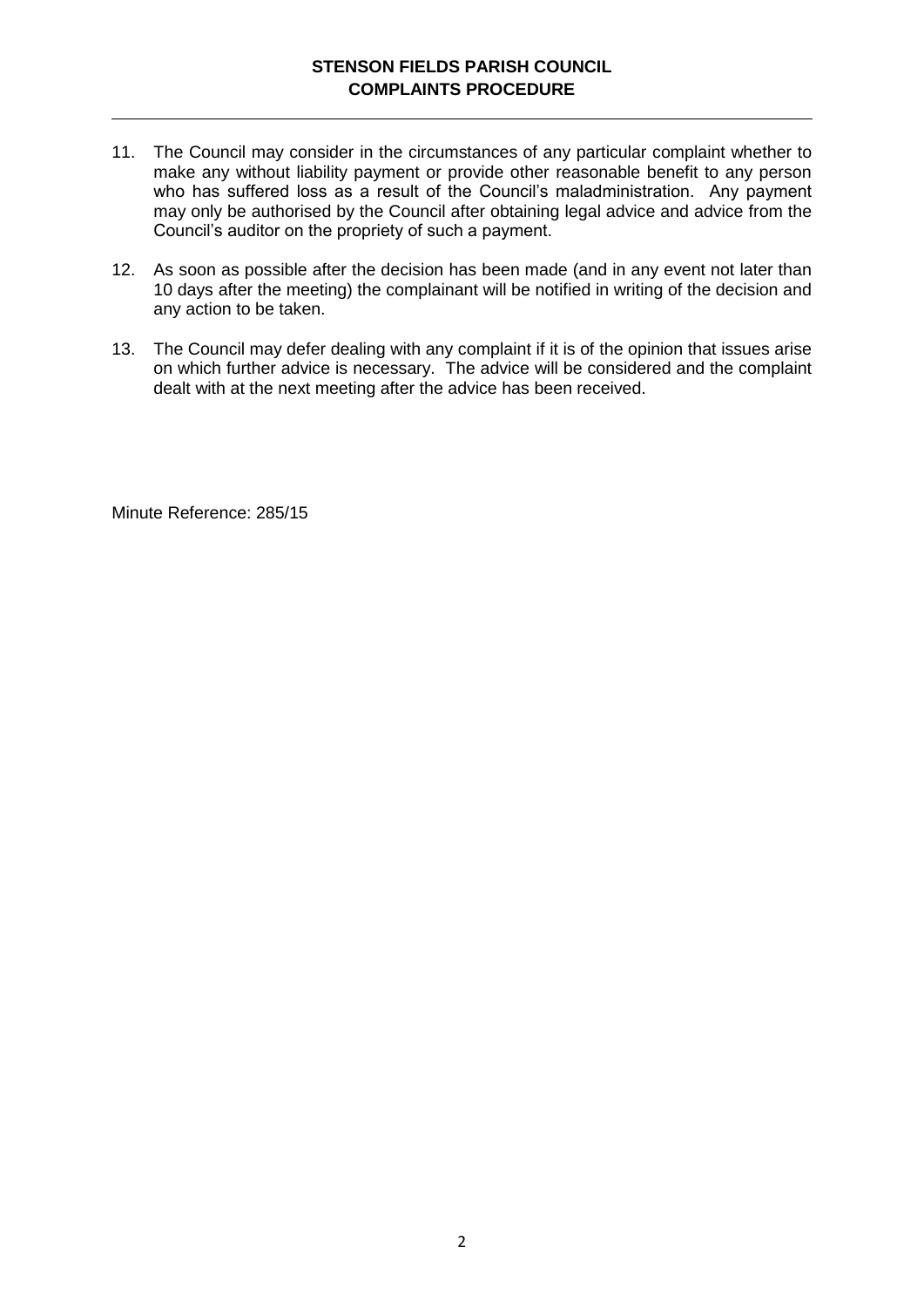11. The Council may consider in the circumstances of any particular complaint whether to make any without liability payment or provide other reasonable benefit to any person who has suffered loss as a result of the Council's maladministration. Any payment may only be authorised by the Council after obtaining legal advice and advice from the Council's auditor on the propriety of such a payment.

12. As soon as possible after the decision has been made (and in any event not later than 10 days after the meeting) the complainant will be notified in writing of the decision and any action to be taken.

13. The Council may defer dealing with any complaint if it is of the opinion that issues arise on which further advice is necessary. The advice will be considered and the complaint dealt with at the next meeting after the advice has been received.

Minute Reference: 285/15